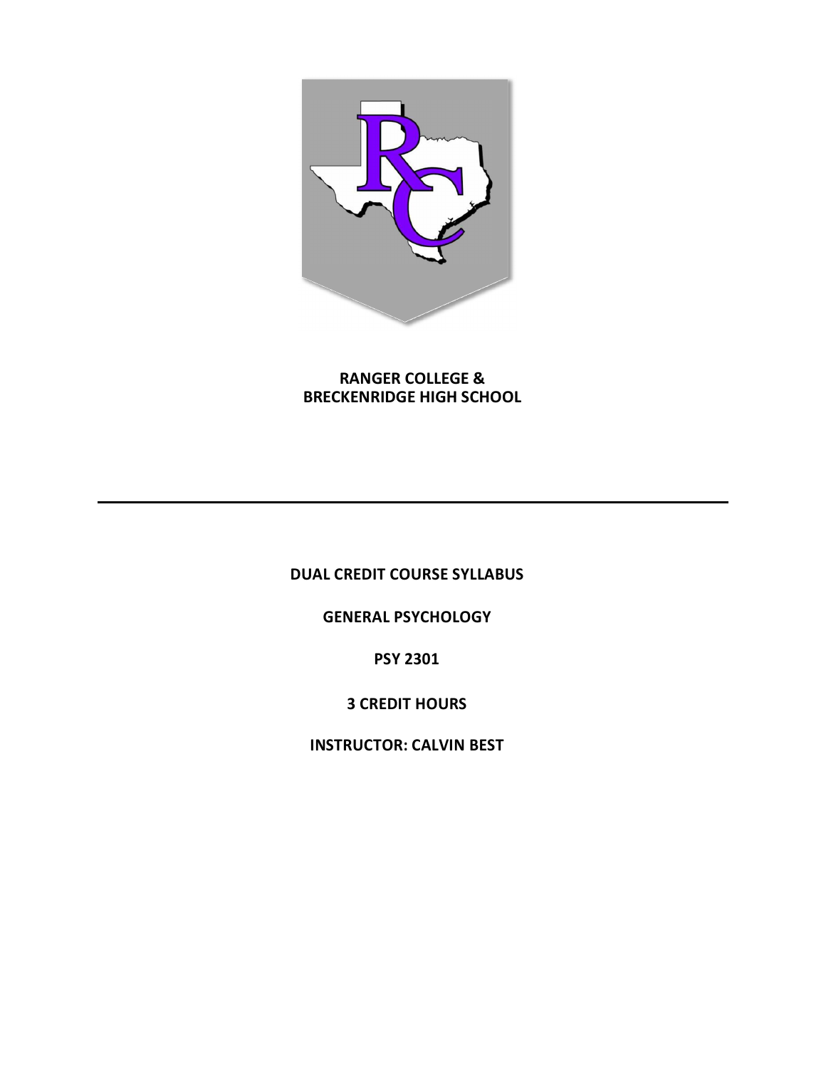**RANGER COLLEGE &**
**BRECKENRIDGE HIGH SCHOOL**

---

**DUAL CREDIT COURSE SYLLABUS**

**GENERAL PSYCHOLOGY**

**PSY 2301**

**3 CREDIT HOURS**

**INSTRUCTOR: CALVIN BEST**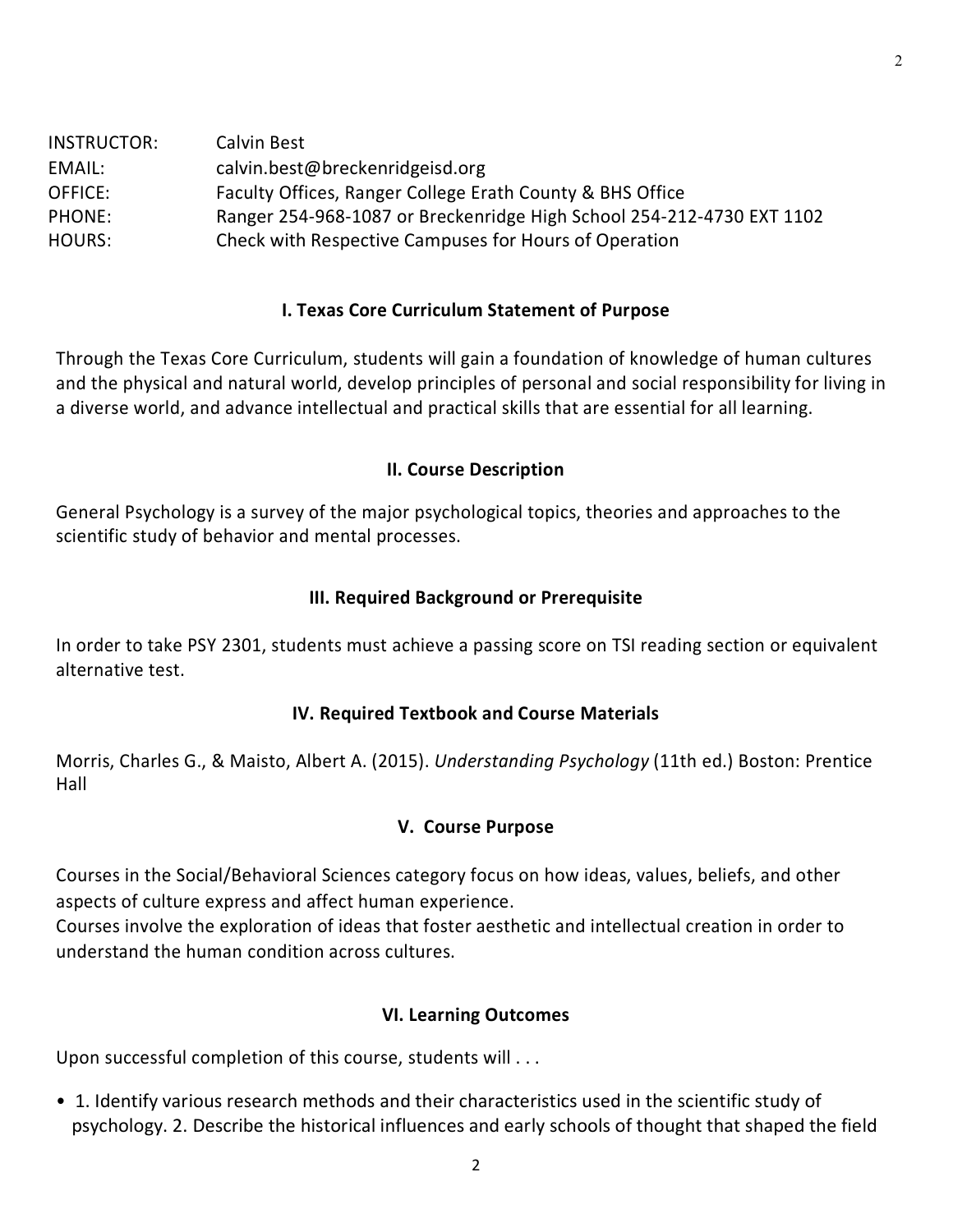INSTRUCTOR: Calvin Best
EMAIL: calvin.best@breckenridgeisd.org
OFFICE: Faculty Offices, Ranger College Erath County & BHS Office
PHONE: Ranger 254-968-1087 or Breckenridge High School 254-212-4730 EXT 1102
HOURS: Check with Respective Campuses for Hours of Operation

## I. Texas Core Curriculum Statement of Purpose

Through the Texas Core Curriculum, students will gain a foundation of knowledge of human cultures and the physical and natural world, develop principles of personal and social responsibility for living in a diverse world, and advance intellectual and practical skills that are essential for all learning.

## II. Course Description

General Psychology is a survey of the major psychological topics, theories and approaches to the scientific study of behavior and mental processes.

## III. Required Background or Prerequisite

In order to take PSY 2301, students must achieve a passing score on TSI reading section or equivalent alternative test.

## IV. Required Textbook and Course Materials

Morris, Charles G., & Maisto, Albert A. (2015). *Understanding Psychology* (11th ed.) Boston: Prentice Hall

## V. Course Purpose

Courses in the Social/Behavioral Sciences category focus on how ideas, values, beliefs, and other aspects of culture express and affect human experience.
Courses involve the exploration of ideas that foster aesthetic and intellectual creation in order to understand the human condition across cultures.

## VI. Learning Outcomes

Upon successful completion of this course, students will . . .

- 1. Identify various research methods and their characteristics used in the scientific study of psychology. 2. Describe the historical influences and early schools of thought that shaped the field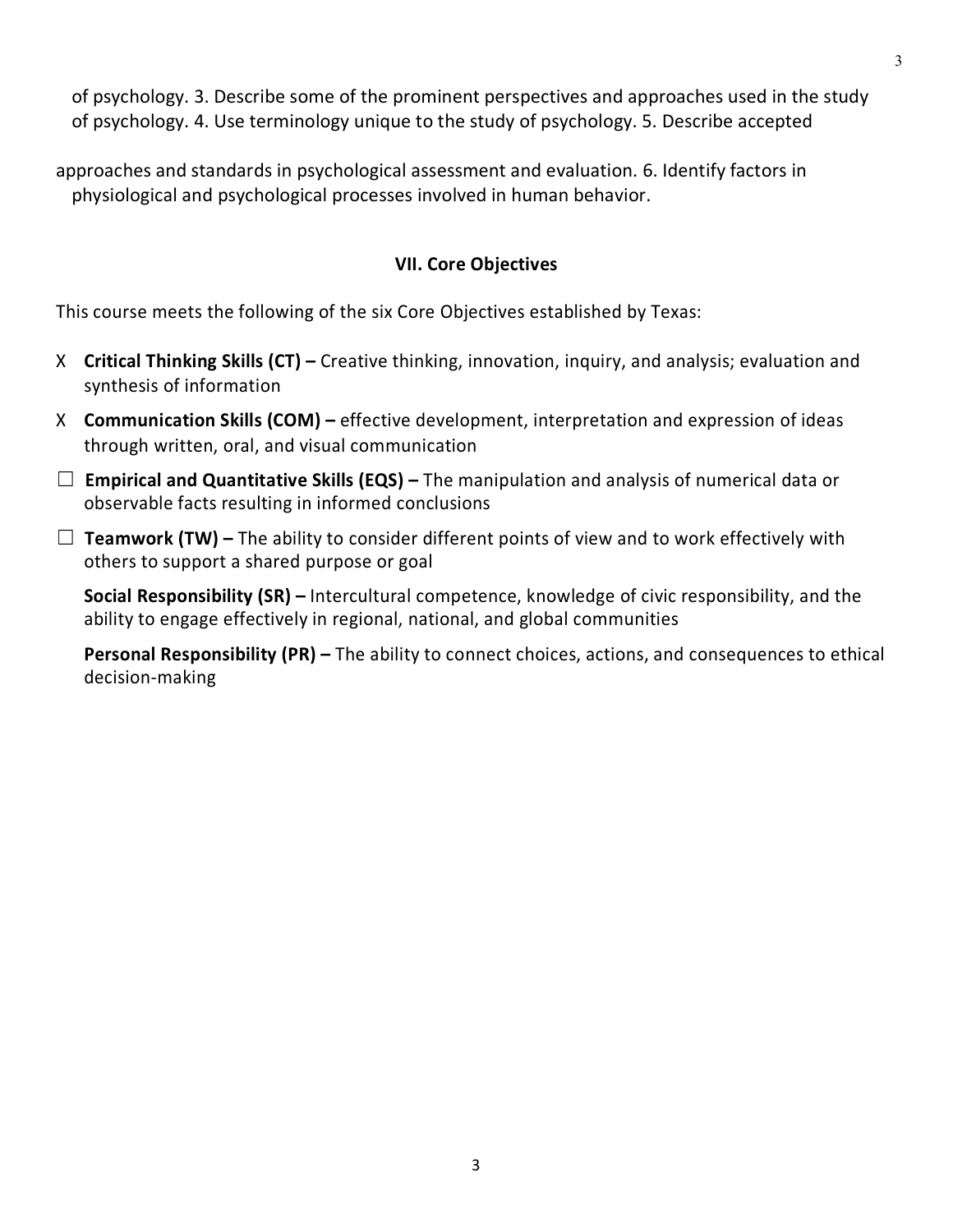of psychology. 3. Describe some of the prominent perspectives and approaches used in the study of psychology. 4. Use terminology unique to the study of psychology. 5. Describe accepted approaches and standards in psychological assessment and evaluation. 6. Identify factors in physiological and psychological processes involved in human behavior.

### VII. Core Objectives

This course meets the following of the six Core Objectives established by Texas:

X **Critical Thinking Skills (CT) –** Creative thinking, innovation, inquiry, and analysis; evaluation and synthesis of information

X **Communication Skills (COM) –** effective development, interpretation and expression of ideas through written, oral, and visual communication

☐ **Empirical and Quantitative Skills (EQS) –** The manipulation and analysis of numerical data or observable facts resulting in informed conclusions

☐ **Teamwork (TW) –** The ability to consider different points of view and to work effectively with others to support a shared purpose or goal

**Social Responsibility (SR) –** Intercultural competence, knowledge of civic responsibility, and the ability to engage effectively in regional, national, and global communities

**Personal Responsibility (PR) –** The ability to connect choices, actions, and consequences to ethical decision-making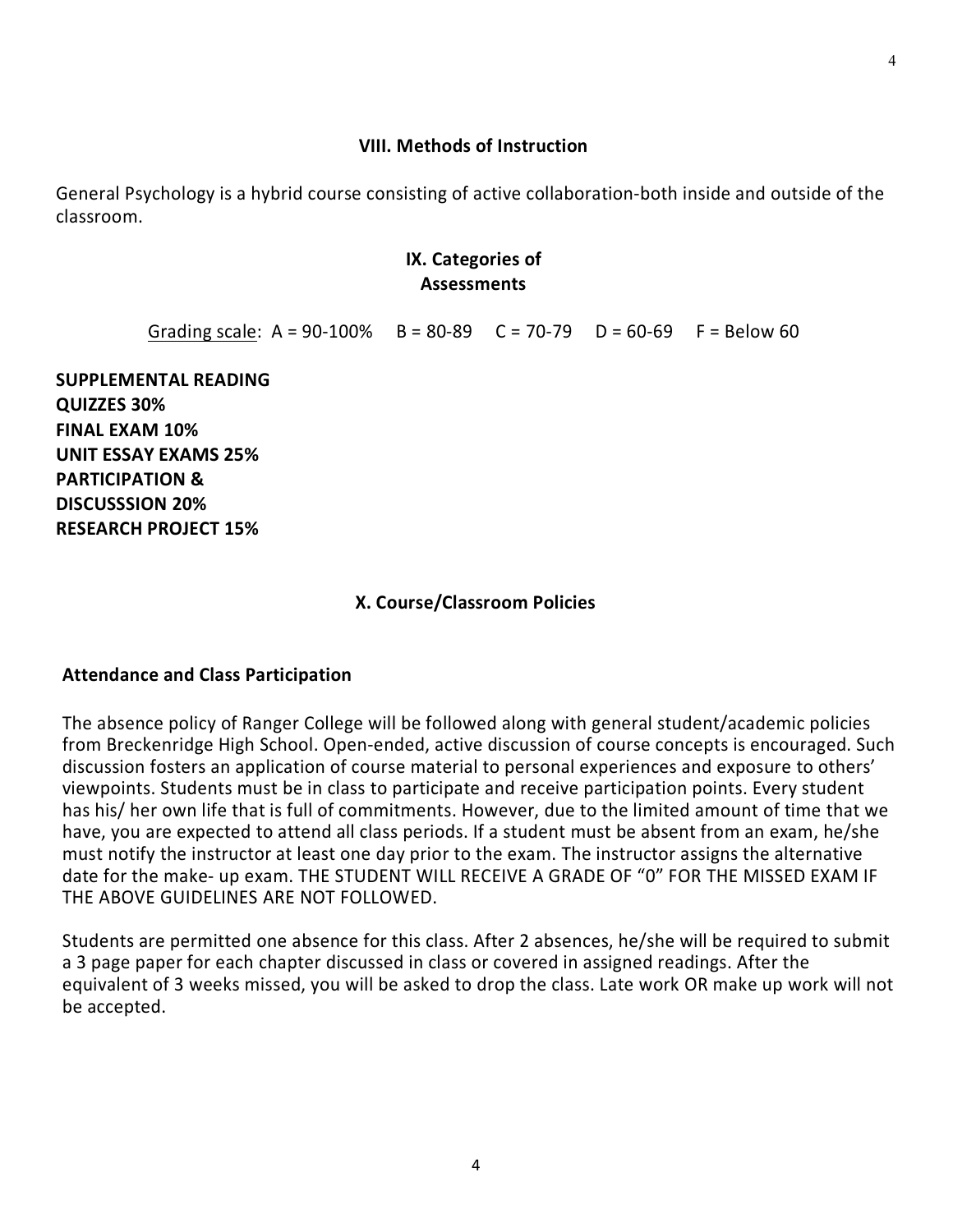## VIII. Methods of Instruction

General Psychology is a hybrid course consisting of active collaboration-both inside and outside of the classroom.

## IX. Categories of Assessments

Grading scale: A = 90-100% B = 80-89 C = 70-79 D = 60-69 F = Below 60

**SUPPLEMENTAL READING QUIZZES 30%**
**FINAL EXAM 10%**
**UNIT ESSAY EXAMS 25%**
**PARTICIPATION & DISCUSSSION 20%**
**RESEARCH PROJECT 15%**

## X. Course/Classroom Policies

### Attendance and Class Participation

The absence policy of Ranger College will be followed along with general student/academic policies from Breckenridge High School. Open-ended, active discussion of course concepts is encouraged. Such discussion fosters an application of course material to personal experiences and exposure to others' viewpoints. Students must be in class to participate and receive participation points. Every student has his/ her own life that is full of commitments. However, due to the limited amount of time that we have, you are expected to attend all class periods. If a student must be absent from an exam, he/she must notify the instructor at least one day prior to the exam. The instructor assigns the alternative date for the make- up exam. THE STUDENT WILL RECEIVE A GRADE OF "0" FOR THE MISSED EXAM IF THE ABOVE GUIDELINES ARE NOT FOLLOWED.

Students are permitted one absence for this class. After 2 absences, he/she will be required to submit a 3 page paper for each chapter discussed in class or covered in assigned readings. After the equivalent of 3 weeks missed, you will be asked to drop the class. Late work OR make up work will not be accepted.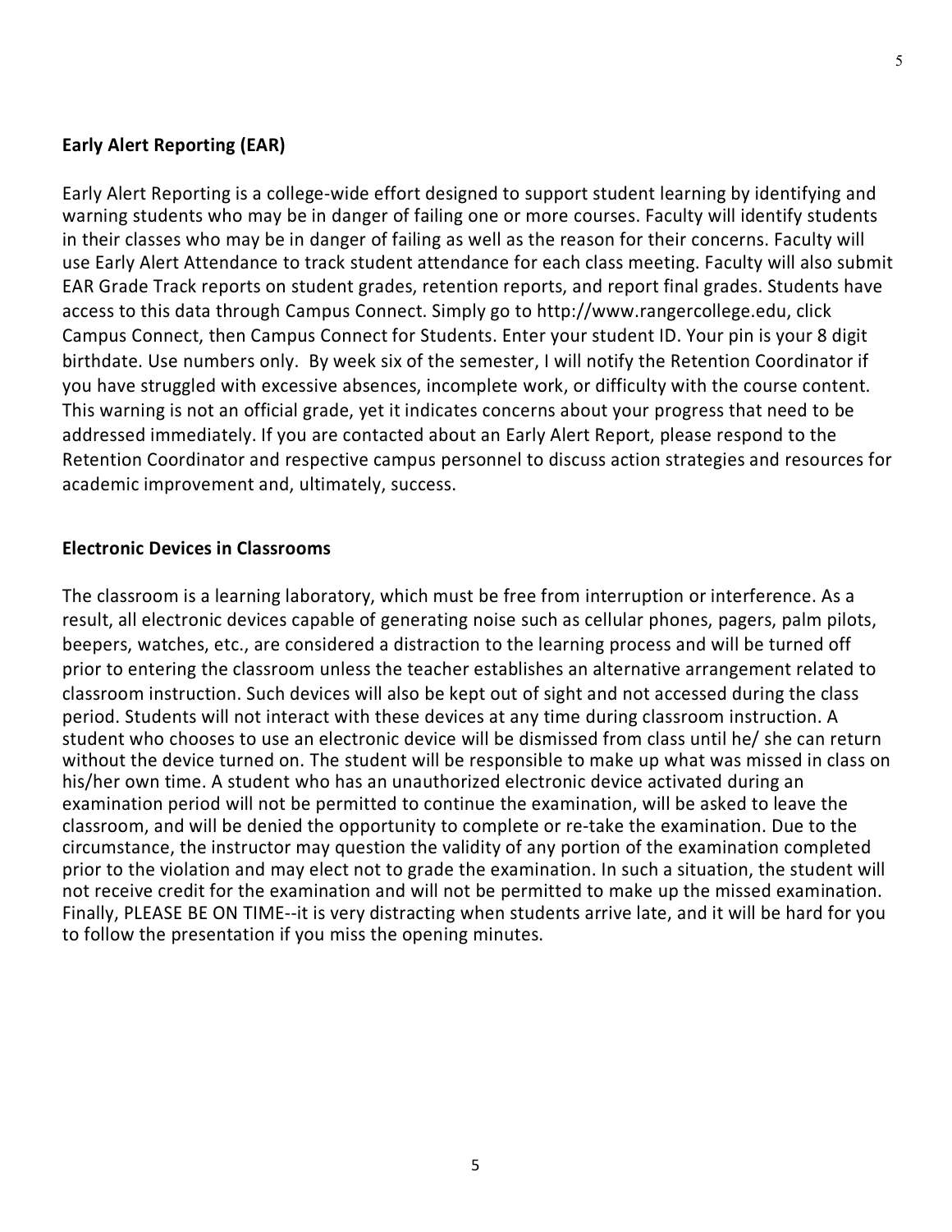## Early Alert Reporting (EAR)

Early Alert Reporting is a college-wide effort designed to support student learning by identifying and warning students who may be in danger of failing one or more courses. Faculty will identify students in their classes who may be in danger of failing as well as the reason for their concerns. Faculty will use Early Alert Attendance to track student attendance for each class meeting. Faculty will also submit EAR Grade Track reports on student grades, retention reports, and report final grades. Students have access to this data through Campus Connect. Simply go to http://www.rangercollege.edu, click Campus Connect, then Campus Connect for Students. Enter your student ID. Your pin is your 8 digit birthdate. Use numbers only. By week six of the semester, I will notify the Retention Coordinator if you have struggled with excessive absences, incomplete work, or difficulty with the course content. This warning is not an official grade, yet it indicates concerns about your progress that need to be addressed immediately. If you are contacted about an Early Alert Report, please respond to the Retention Coordinator and respective campus personnel to discuss action strategies and resources for academic improvement and, ultimately, success.

## Electronic Devices in Classrooms

The classroom is a learning laboratory, which must be free from interruption or interference. As a result, all electronic devices capable of generating noise such as cellular phones, pagers, palm pilots, beepers, watches, etc., are considered a distraction to the learning process and will be turned off prior to entering the classroom unless the teacher establishes an alternative arrangement related to classroom instruction. Such devices will also be kept out of sight and not accessed during the class period. Students will not interact with these devices at any time during classroom instruction. A student who chooses to use an electronic device will be dismissed from class until he/ she can return without the device turned on. The student will be responsible to make up what was missed in class on his/her own time. A student who has an unauthorized electronic device activated during an examination period will not be permitted to continue the examination, will be asked to leave the classroom, and will be denied the opportunity to complete or re-take the examination. Due to the circumstance, the instructor may question the validity of any portion of the examination completed prior to the violation and may elect not to grade the examination. In such a situation, the student will not receive credit for the examination and will not be permitted to make up the missed examination. Finally, PLEASE BE ON TIME--it is very distracting when students arrive late, and it will be hard for you to follow the presentation if you miss the opening minutes.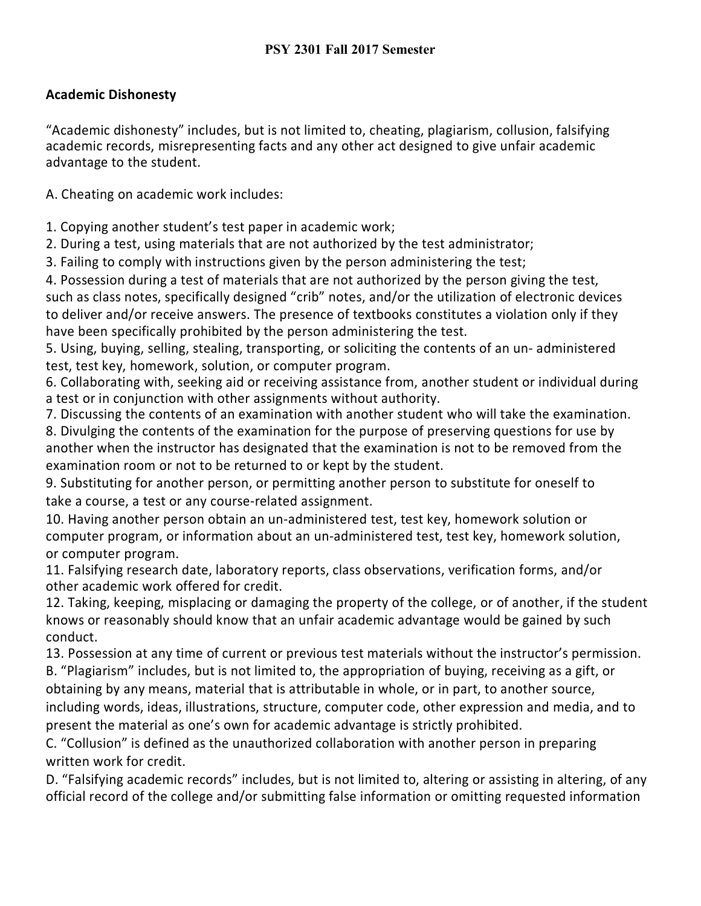## Academic Dishonesty

"Academic dishonesty" includes, but is not limited to, cheating, plagiarism, collusion, falsifying academic records, misrepresenting facts and any other act designed to give unfair academic advantage to the student.

A. Cheating on academic work includes:

1. Copying another student's test paper in academic work;
2. During a test, using materials that are not authorized by the test administrator;
3. Failing to comply with instructions given by the person administering the test;
4. Possession during a test of materials that are not authorized by the person giving the test, such as class notes, specifically designed "crib" notes, and/or the utilization of electronic devices to deliver and/or receive answers. The presence of textbooks constitutes a violation only if they have been specifically prohibited by the person administering the test.
5. Using, buying, selling, stealing, transporting, or soliciting the contents of an un- administered test, test key, homework, solution, or computer program.
6. Collaborating with, seeking aid or receiving assistance from, another student or individual during a test or in conjunction with other assignments without authority.
7. Discussing the contents of an examination with another student who will take the examination.
8. Divulging the contents of the examination for the purpose of preserving questions for use by another when the instructor has designated that the examination is not to be removed from the examination room or not to be returned to or kept by the student.
9. Substituting for another person, or permitting another person to substitute for oneself to take a course, a test or any course-related assignment.
10. Having another person obtain an un-administered test, test key, homework solution or computer program, or information about an un-administered test, test key, homework solution, or computer program.
11. Falsifying research date, laboratory reports, class observations, verification forms, and/or other academic work offered for credit.
12. Taking, keeping, misplacing or damaging the property of the college, or of another, if the student knows or reasonably should know that an unfair academic advantage would be gained by such conduct.
13. Possession at any time of current or previous test materials without the instructor's permission.

B. "Plagiarism" includes, but is not limited to, the appropriation of buying, receiving as a gift, or obtaining by any means, material that is attributable in whole, or in part, to another source, including words, ideas, illustrations, structure, computer code, other expression and media, and to present the material as one's own for academic advantage is strictly prohibited.

C. "Collusion" is defined as the unauthorized collaboration with another person in preparing written work for credit.

D. "Falsifying academic records" includes, but is not limited to, altering or assisting in altering, of any official record of the college and/or submitting false information or omitting requested information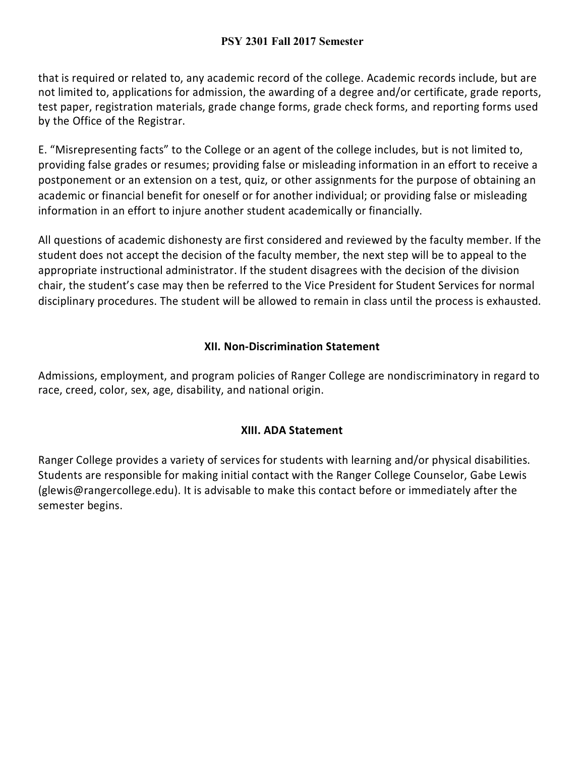that is required or related to, any academic record of the college. Academic records include, but are not limited to, applications for admission, the awarding of a degree and/or certificate, grade reports, test paper, registration materials, grade change forms, grade check forms, and reporting forms used by the Office of the Registrar.

E. "Misrepresenting facts" to the College or an agent of the college includes, but is not limited to, providing false grades or resumes; providing false or misleading information in an effort to receive a postponement or an extension on a test, quiz, or other assignments for the purpose of obtaining an academic or financial benefit for oneself or for another individual; or providing false or misleading information in an effort to injure another student academically or financially.

All questions of academic dishonesty are first considered and reviewed by the faculty member. If the student does not accept the decision of the faculty member, the next step will be to appeal to the appropriate instructional administrator. If the student disagrees with the decision of the division chair, the student's case may then be referred to the Vice President for Student Services for normal disciplinary procedures. The student will be allowed to remain in class until the process is exhausted.

## XII. Non-Discrimination Statement

Admissions, employment, and program policies of Ranger College are nondiscriminatory in regard to race, creed, color, sex, age, disability, and national origin.

## XIII. ADA Statement

Ranger College provides a variety of services for students with learning and/or physical disabilities. Students are responsible for making initial contact with the Ranger College Counselor, Gabe Lewis (glewis@rangercollege.edu). It is advisable to make this contact before or immediately after the semester begins.